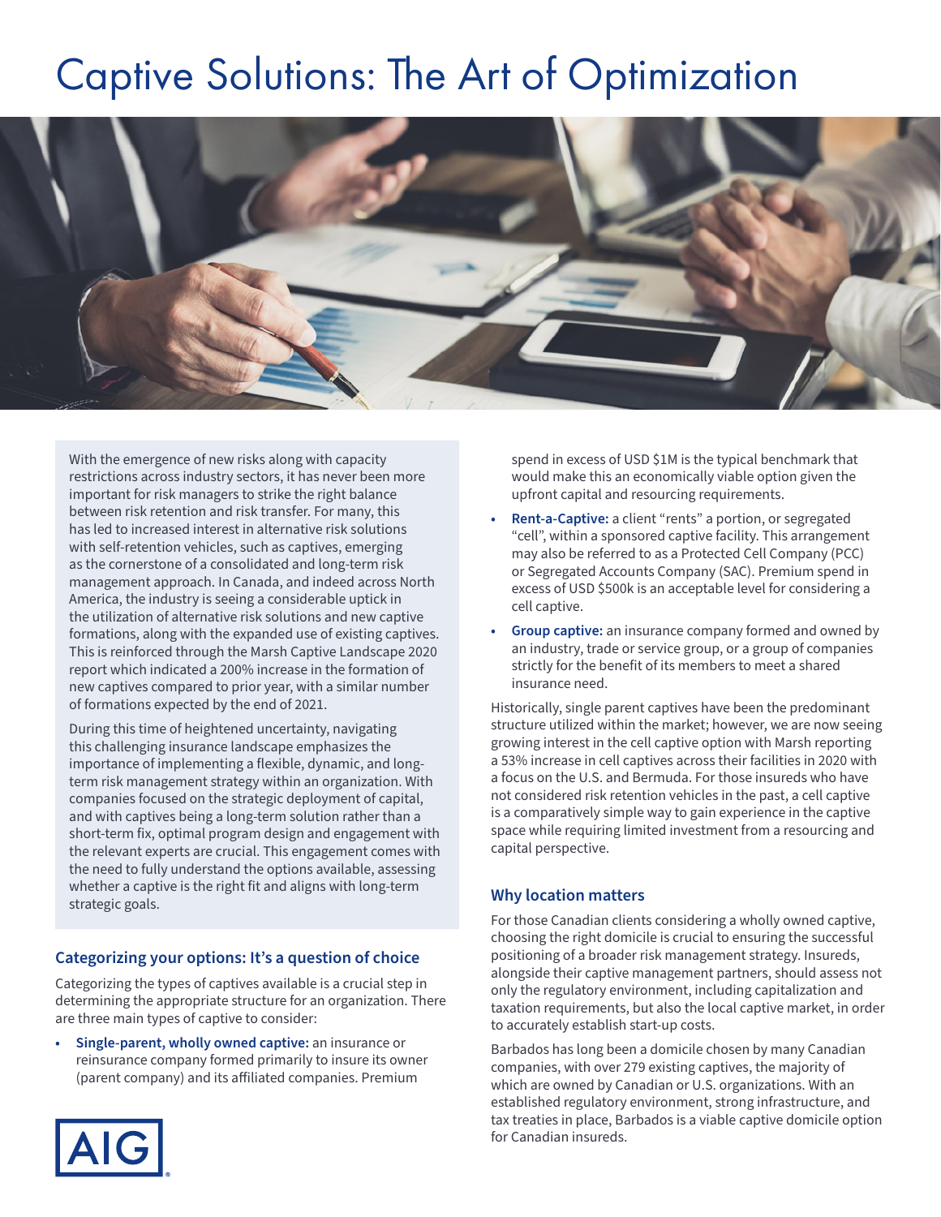# Captive Solutions: The Art of Optimization

With the emergence of new risks along with capacity restrictions across industry sectors, it has never been more important for risk managers to strike the right balance between risk retention and risk transfer. For many, this has led to increased interest in alternative risk solutions with self-retention vehicles, such as captives, emerging as the cornerstone of a consolidated and long-term risk management approach. In Canada, and indeed across North America, the industry is seeing a considerable uptick in the utilization of alternative risk solutions and new captive formations, along with the expanded use of existing captives. This is reinforced through the Marsh Captive Landscape 2020 report which indicated a 200% increase in the formation of new captives compared to prior year, with a similar number of formations expected by the end of 2021.

During this time of heightened uncertainty, navigating this challenging insurance landscape emphasizes the importance of implementing a flexible, dynamic, and long-term risk management strategy within an organization. With companies focused on the strategic deployment of capital, and with captives being a long-term solution rather than a short-term fix, optimal program design and engagement with the relevant experts are crucial. This engagement comes with the need to fully understand the options available, assessing whether a captive is the right fit and aligns with long-term strategic goals.

## Categorizing your options: It's a question of choice

Categorizing the types of captives available is a crucial step in determining the appropriate structure for an organization. There are three main types of captive to consider:

- **Single-parent, wholly owned captive:** an insurance or reinsurance company formed primarily to insure its owner (parent company) and its affiliated companies. Premium spend in excess of USD $1M is the typical benchmark that would make this an economically viable option given the upfront capital and resourcing requirements.
- **Rent-a-Captive:** a client "rents" a portion, or segregated "cell", within a sponsored captive facility. This arrangement may also be referred to as a Protected Cell Company (PCC) or Segregated Accounts Company (SAC). Premium spend in excess of USD $500k is an acceptable level for considering a cell captive.
- **Group captive:** an insurance company formed and owned by an industry, trade or service group, or a group of companies strictly for the benefit of its members to meet a shared insurance need.

Historically, single parent captives have been the predominant structure utilized within the market; however, we are now seeing growing interest in the cell captive option with Marsh reporting a 53% increase in cell captives across their facilities in 2020 with a focus on the U.S. and Bermuda. For those insureds who have not considered risk retention vehicles in the past, a cell captive is a comparatively simple way to gain experience in the captive space while requiring limited investment from a resourcing and capital perspective.

## Why location matters

For those Canadian clients considering a wholly owned captive, choosing the right domicile is crucial to ensuring the successful positioning of a broader risk management strategy. Insureds, alongside their captive management partners, should assess not only the regulatory environment, including capitalization and taxation requirements, but also the local captive market, in order to accurately establish start-up costs.

Barbados has long been a domicile chosen by many Canadian companies, with over 279 existing captives, the majority of which are owned by Canadian or U.S. organizations. With an established regulatory environment, strong infrastructure, and tax treaties in place, Barbados is a viable captive domicile option for Canadian insureds.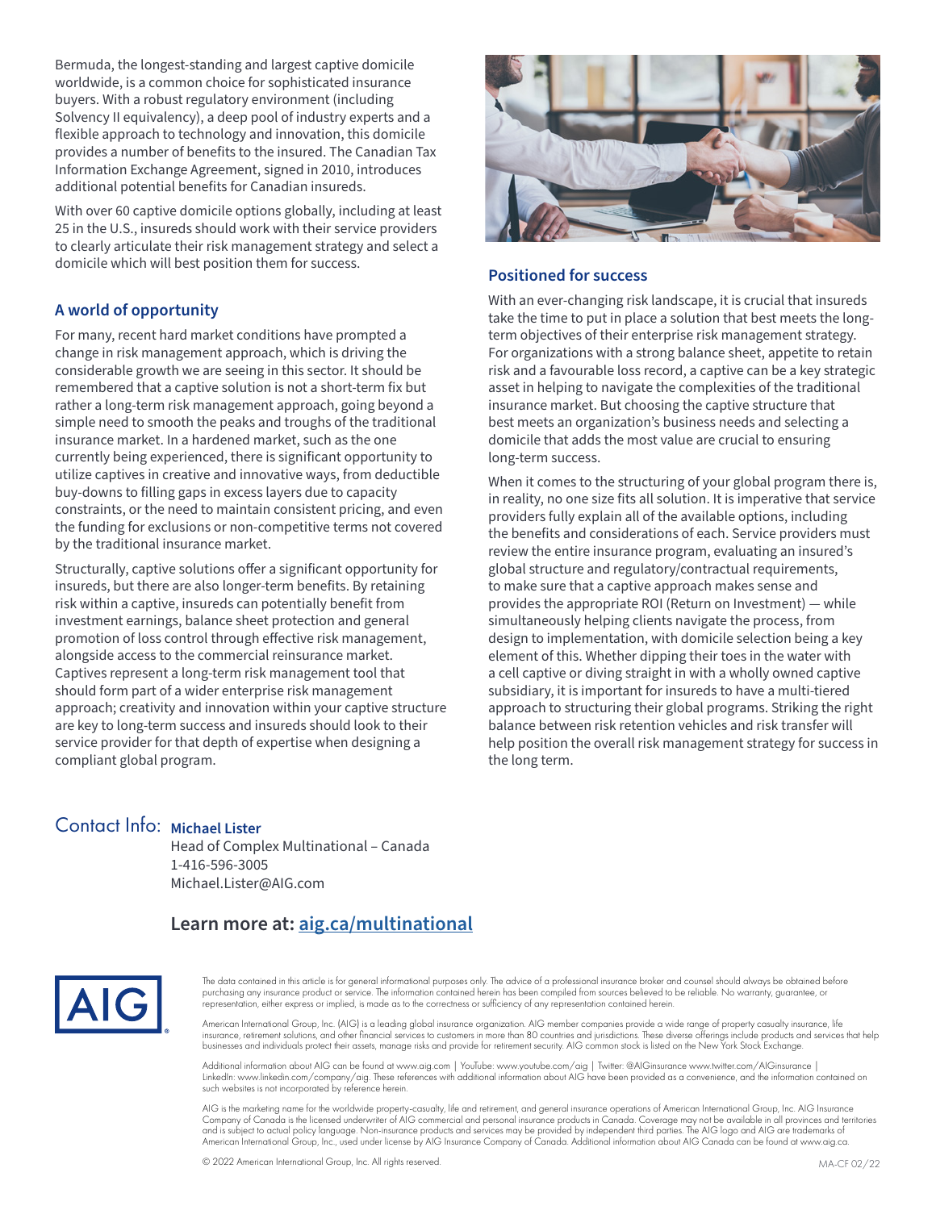Bermuda, the longest-standing and largest captive domicile worldwide, is a common choice for sophisticated insurance buyers. With a robust regulatory environment (including Solvency II equivalency), a deep pool of industry experts and a flexible approach to technology and innovation, this domicile provides a number of benefits to the insured. The Canadian Tax Information Exchange Agreement, signed in 2010, introduces additional potential benefits for Canadian insureds.

With over 60 captive domicile options globally, including at least 25 in the U.S., insureds should work with their service providers to clearly articulate their risk management strategy and select a domicile which will best position them for success.

## A world of opportunity

For many, recent hard market conditions have prompted a change in risk management approach, which is driving the considerable growth we are seeing in this sector. It should be remembered that a captive solution is not a short-term fix but rather a long-term risk management approach, going beyond a simple need to smooth the peaks and troughs of the traditional insurance market. In a hardened market, such as the one currently being experienced, there is significant opportunity to utilize captives in creative and innovative ways, from deductible buy-downs to filling gaps in excess layers due to capacity constraints, or the need to maintain consistent pricing, and even the funding for exclusions or non-competitive terms not covered by the traditional insurance market.

Structurally, captive solutions offer a significant opportunity for insureds, but there are also longer-term benefits. By retaining risk within a captive, insureds can potentially benefit from investment earnings, balance sheet protection and general promotion of loss control through effective risk management, alongside access to the commercial reinsurance market. Captives represent a long-term risk management tool that should form part of a wider enterprise risk management approach; creativity and innovation within your captive structure are key to long-term success and insureds should look to their service provider for that depth of expertise when designing a compliant global program.

## Positioned for success

With an ever-changing risk landscape, it is crucial that insureds take the time to put in place a solution that best meets the long-term objectives of their enterprise risk management strategy. For organizations with a strong balance sheet, appetite to retain risk and a favourable loss record, a captive can be a key strategic asset in helping to navigate the complexities of the traditional insurance market. But choosing the captive structure that best meets an organization's business needs and selecting a domicile that adds the most value are crucial to ensuring long-term success.

When it comes to the structuring of your global program there is, in reality, no one size fits all solution. It is imperative that service providers fully explain all of the available options, including the benefits and considerations of each. Service providers must review the entire insurance program, evaluating an insured's global structure and regulatory/contractual requirements, to make sure that a captive approach makes sense and provides the appropriate ROI (Return on Investment) — while simultaneously helping clients navigate the process, from design to implementation, with domicile selection being a key element of this. Whether dipping their toes in the water with a cell captive or diving straight in with a wholly owned captive subsidiary, it is important for insureds to have a multi-tiered approach to structuring their global programs. Striking the right balance between risk retention vehicles and risk transfer will help position the overall risk management strategy for success in the long term.

Contact Info: **Michael Lister**
Head of Complex Multinational – Canada
1-416-596-3005
Michael.Lister@AIG.com

**Learn more at: aig.ca/multinational**

AIG

The data contained in this article is for general informational purposes only. The advice of a professional insurance broker and counsel should always be obtained before purchasing any insurance product or service. The information contained herein has been compiled from sources believed to be reliable. No warranty, guarantee, or representation, either express or implied, is made as to the correctness or sufficiency of any representation contained herein.

American International Group, Inc. (AIG) is a leading global insurance organization. AIG member companies provide a wide range of property casualty insurance, life insurance, retirement solutions, and other financial services to customers in more than 80 countries and jurisdictions. These diverse offerings include products and services that help businesses and individuals protect their assets, manage risks and provide for retirement security. AIG common stock is listed on the New York Stock Exchange.

Additional information about AIG can be found at www.aig.com | YouTube: www.youtube.com/aig | Twitter: @AIGinsurance www.twitter.com/AIGinsurance | LinkedIn: www.linkedin.com/company/aig. These references with additional information about AIG have been provided as a convenience, and the information contained on such websites is not incorporated by reference herein.

AIG is the marketing name for the worldwide property-casualty, life and retirement, and general insurance operations of American International Group, Inc. AIG Insurance Company of Canada is the licensed underwriter of AIG commercial and personal insurance products in Canada. Coverage may not be available in all provinces and territories and is subject to actual policy language. Non-insurance products and services may be provided by independent third parties. The AIG logo and AIG are trademarks of American International Group, Inc., used under license by AIG Insurance Company of Canada. Additional information about AIG Canada can be found at www.aig.ca.

© 2022 American International Group, Inc. All rights reserved.

MA-CF 02/22